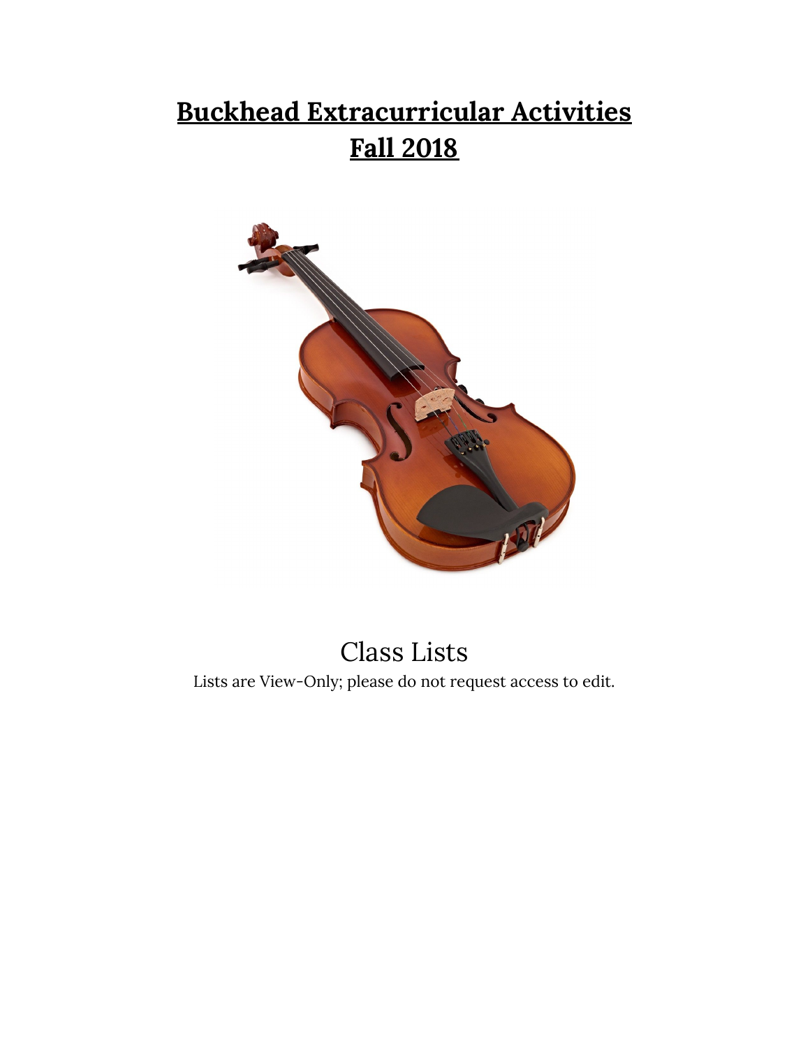# **Buckhead Extracurricular Activities**
# **Fall 2018**

Class Lists

Lists are View-Only; please do not request access to edit.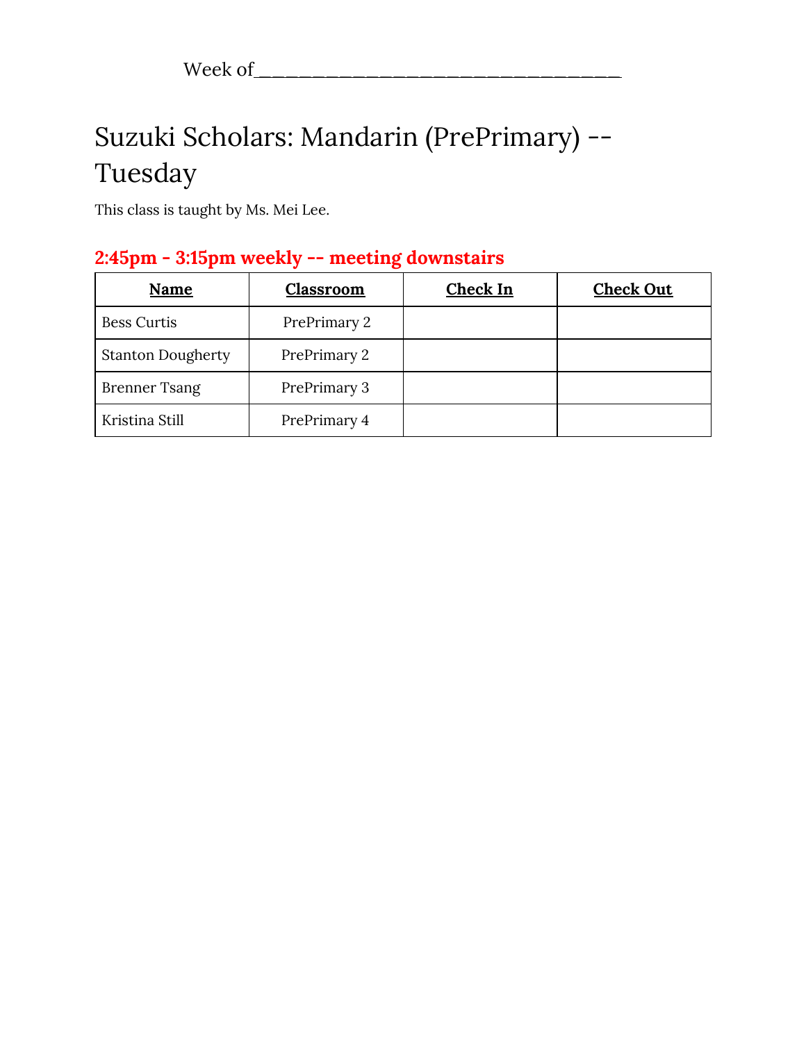Week of________________________________

# Suzuki Scholars: Mandarin (PrePrimary) -- Tuesday

This class is taught by Ms. Mei Lee.

### 2:45pm - 3:15pm weekly -- meeting downstairs

| Name | Classroom | Check In | Check Out |
|---|---|---|---|
| Bess Curtis | PrePrimary 2 | | |
| Stanton Dougherty | PrePrimary 2 | | |
| Brenner Tsang | PrePrimary 3 | | |
| Kristina Still | PrePrimary 4 | | |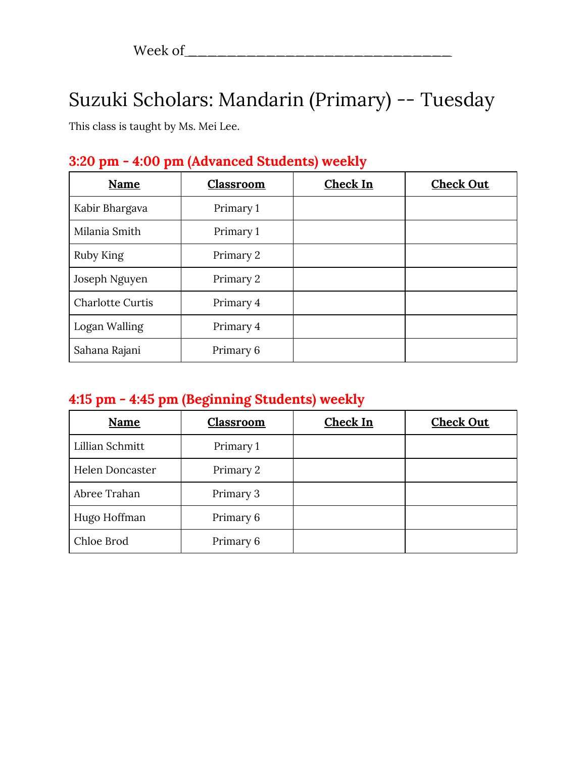Week of________________________________

# Suzuki Scholars: Mandarin (Primary) -- Tuesday

This class is taught by Ms. Mei Lee.

### 3:20 pm - 4:00 pm (Advanced Students) weekly

| Name | Classroom | Check In | Check Out |
|---|---|---|---|
| Kabir Bhargava | Primary 1 | | |
| Milania Smith | Primary 1 | | |
| Ruby King | Primary 2 | | |
| Joseph Nguyen | Primary 2 | | |
| Charlotte Curtis | Primary 4 | | |
| Logan Walling | Primary 4 | | |
| Sahana Rajani | Primary 6 | | |

### 4:15 pm - 4:45 pm (Beginning Students) weekly

| Name | Classroom | Check In | Check Out |
|---|---|---|---|
| Lillian Schmitt | Primary 1 | | |
| Helen Doncaster | Primary 2 | | |
| Abree Trahan | Primary 3 | | |
| Hugo Hoffman | Primary 6 | | |
| Chloe Brod | Primary 6 | | |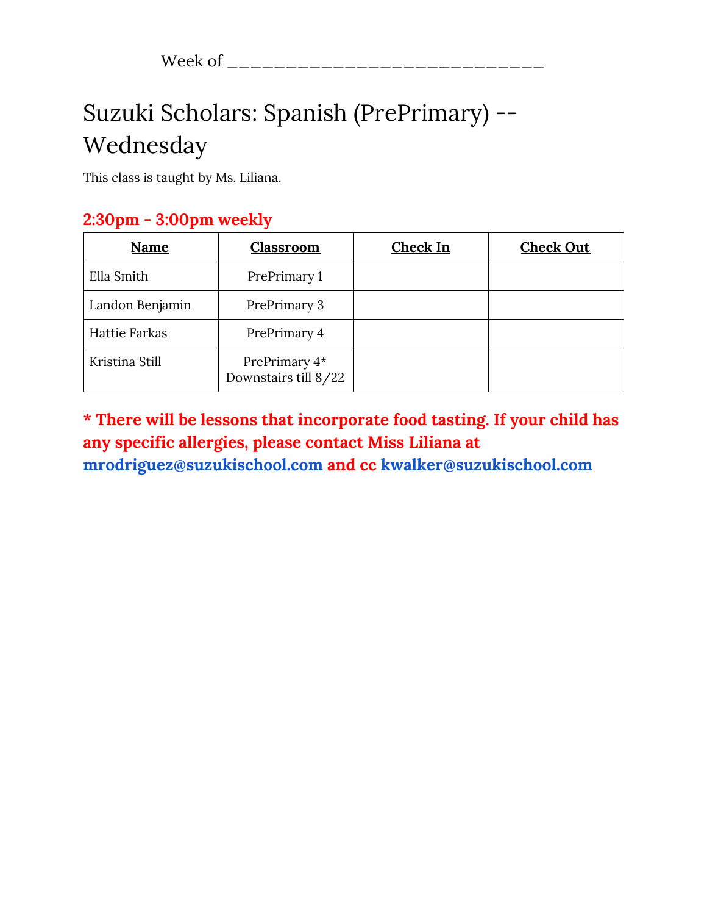Week of__________________________________

# Suzuki Scholars: Spanish (PrePrimary) -- Wednesday

This class is taught by Ms. Liliana.

### 2:30pm - 3:00pm weekly

| Name | Classroom | Check In | Check Out |
| --- | --- | --- | --- |
| Ella Smith | PrePrimary 1 | | |
| Landon Benjamin | PrePrimary 3 | | |
| Hattie Farkas | PrePrimary 4 | | |
| Kristina Still | PrePrimary 4* Downstairs till 8/22 | | |

**\* There will be lessons that incorporate food tasting. If your child has any specific allergies, please contact Miss Liliana at [mrodriguez@suzukischool.com](mailto:mrodriguez@suzukischool.com) and cc [kwalker@suzukischool.com](mailto:kwalker@suzukischool.com)**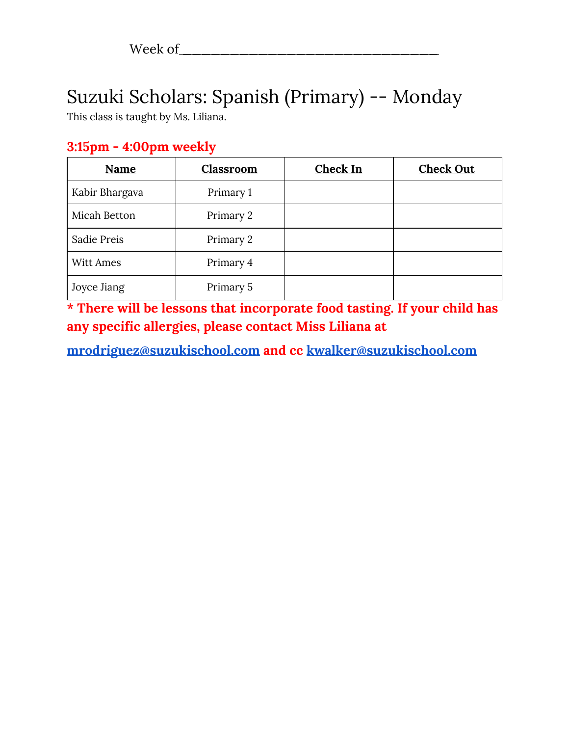Week of___________________________________

# Suzuki Scholars: Spanish (Primary) -- Monday

This class is taught by Ms. Liliana.

**3:15pm - 4:00pm weekly**

| Name | Classroom | Check In | Check Out |
|---|---|---|---|
| Kabir Bhargava | Primary 1 | | |
| Micah Betton | Primary 2 | | |
| Sadie Preis | Primary 2 | | |
| Witt Ames | Primary 4 | | |
| Joyce Jiang | Primary 5 | | |

**\* There will be lessons that incorporate food tasting. If your child has any specific allergies, please contact Miss Liliana at**

**mrodriguez@suzukischool.com and cc kwalker@suzukischool.com**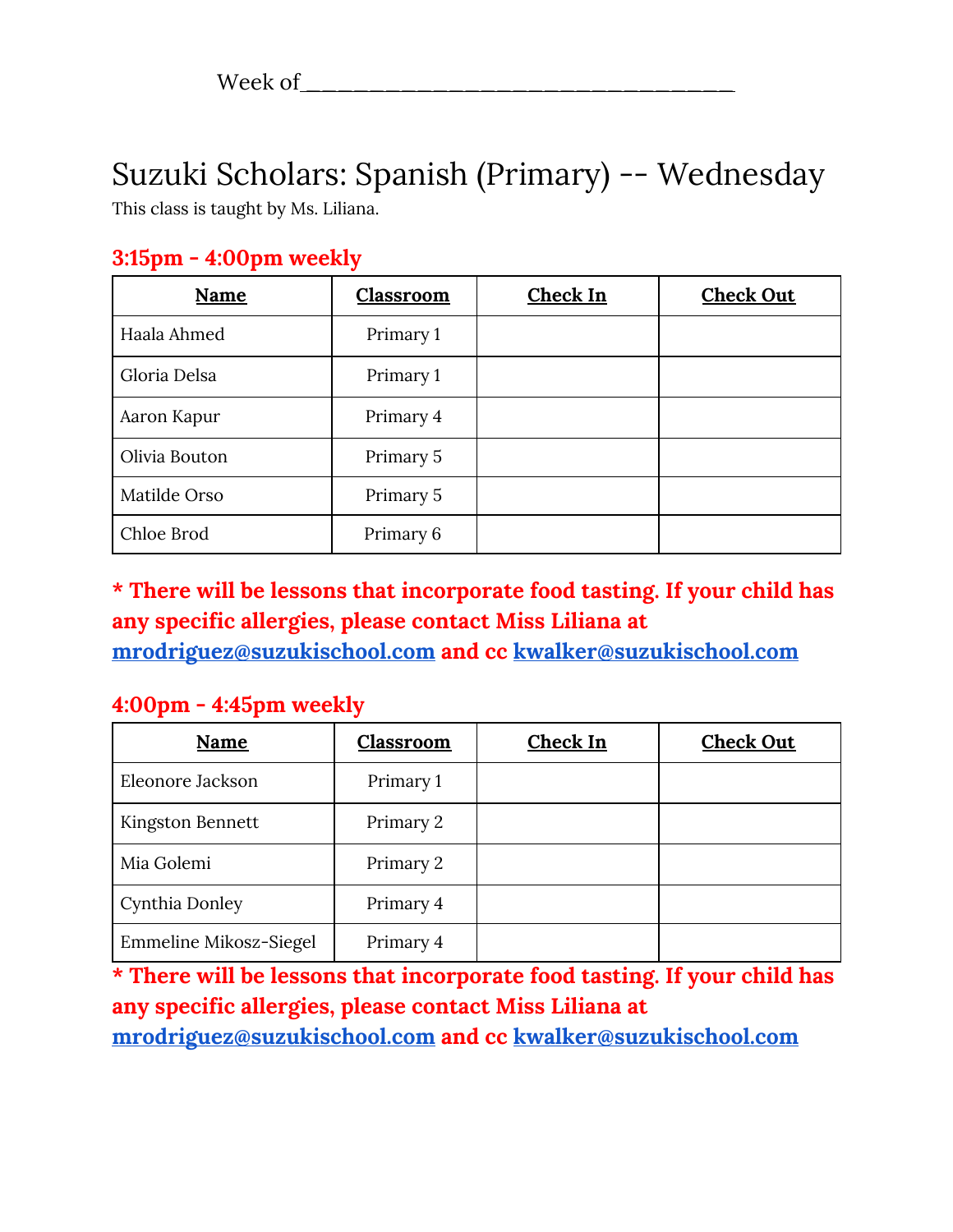Week of___________________________________

# Suzuki Scholars: Spanish (Primary) -- Wednesday

This class is taught by Ms. Liliana.

### 3:15pm - 4:00pm weekly

| Name | Classroom | Check In | Check Out |
|---|---|---|---|
| Haala Ahmed | Primary 1 | | |
| Gloria Delsa | Primary 1 | | |
| Aaron Kapur | Primary 4 | | |
| Olivia Bouton | Primary 5 | | |
| Matilde Orso | Primary 5 | | |
| Chloe Brod | Primary 6 | | |

**\* There will be lessons that incorporate food tasting. If your child has any specific allergies, please contact Miss Liliana at mrodriguez@suzukischool.com and cc kwalker@suzukischool.com**

### 4:00pm - 4:45pm weekly

| Name | Classroom | Check In | Check Out |
|---|---|---|---|
| Eleonore Jackson | Primary 1 | | |
| Kingston Bennett | Primary 2 | | |
| Mia Golemi | Primary 2 | | |
| Cynthia Donley | Primary 4 | | |
| Emmeline Mikosz-Siegel | Primary 4 | | |

**\* There will be lessons that incorporate food tasting. If your child has any specific allergies, please contact Miss Liliana at mrodriguez@suzukischool.com and cc kwalker@suzukischool.com**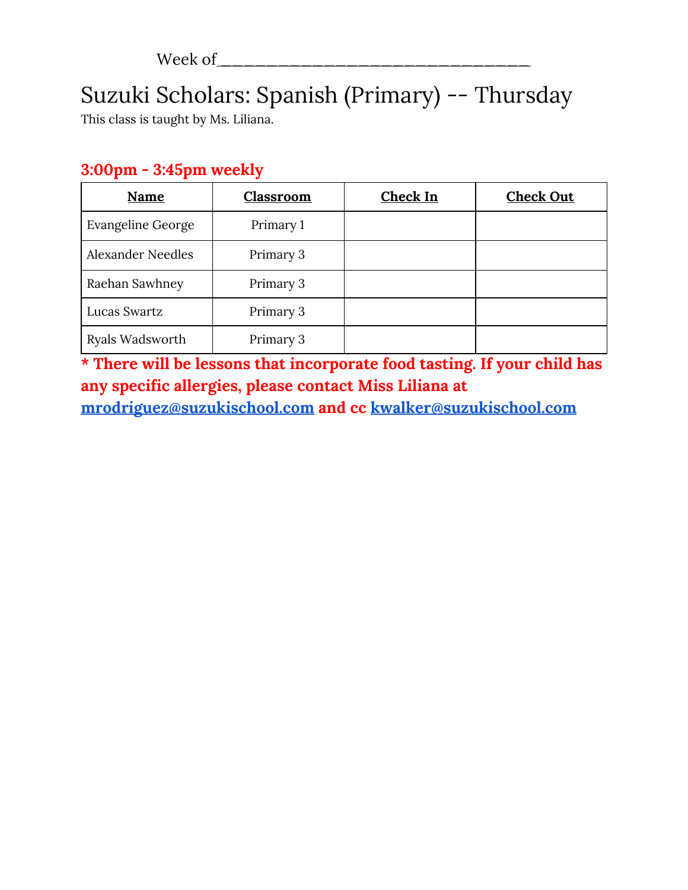Week of__________________________________

# Suzuki Scholars: Spanish (Primary) -- Thursday

This class is taught by Ms. Liliana.

**3:00pm - 3:45pm weekly**

| Name | Classroom | Check In | Check Out |
|---|---|---|---|
| Evangeline George | Primary 1 | | |
| Alexander Needles | Primary 3 | | |
| Raehan Sawhney | Primary 3 | | |
| Lucas Swartz | Primary 3 | | |
| Ryals Wadsworth | Primary 3 | | |

**\* There will be lessons that incorporate food tasting. If your child has any specific allergies, please contact Miss Liliana at mrodriguez@suzukischool.com and cc kwalker@suzukischool.com**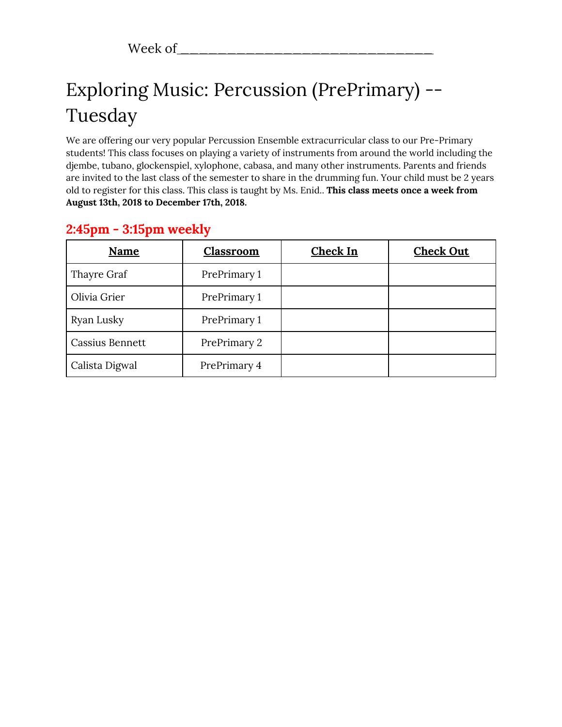Week of___________________________________

# Exploring Music: Percussion (PrePrimary) -- Tuesday

We are offering our very popular Percussion Ensemble extracurricular class to our Pre-Primary students! This class focuses on playing a variety of instruments from around the world including the djembe, tubano, glockenspiel, xylophone, cabasa, and many other instruments. Parents and friends are invited to the last class of the semester to share in the drumming fun. Your child must be 2 years old to register for this class. This class is taught by Ms. Enid.. **This class meets once a week from August 13th, 2018 to December 17th, 2018.**

## 2:45pm - 3:15pm weekly

| Name | Classroom | Check In | Check Out |
|---|---|---|---|
| Thayre Graf | PrePrimary 1 | | |
| Olivia Grier | PrePrimary 1 | | |
| Ryan Lusky | PrePrimary 1 | | |
| Cassius Bennett | PrePrimary 2 | | |
| Calista Digwal | PrePrimary 4 | | |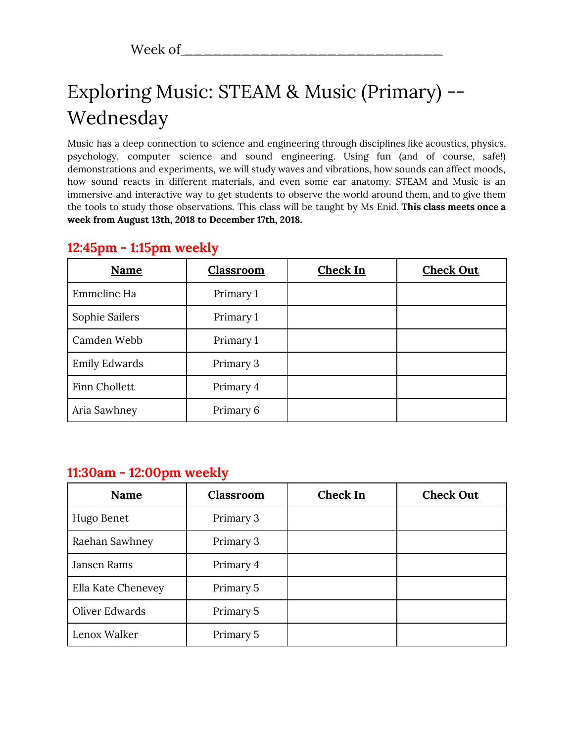Week of___________________________________

# Exploring Music: STEAM & Music (Primary) -- Wednesday

Music has a deep connection to science and engineering through disciplines like acoustics, physics, psychology, computer science and sound engineering. Using fun (and of course, safe!) demonstrations and experiments, we will study waves and vibrations, how sounds can affect moods, how sound reacts in different materials, and even some ear anatomy. STEAM and Music is an immersive and interactive way to get students to observe the world around them, and to give them the tools to study those observations. This class will be taught by Ms Enid. **This class meets once a week from August 13th, 2018 to December 17th, 2018.**

## 12:45pm - 1:15pm weekly

| Name | Classroom | Check In | Check Out |
|---|---|---|---|
| Emmeline Ha | Primary 1 | | |
| Sophie Sailers | Primary 1 | | |
| Camden Webb | Primary 1 | | |
| Emily Edwards | Primary 3 | | |
| Finn Chollett | Primary 4 | | |
| Aria Sawhney | Primary 6 | | |

## 11:30am - 12:00pm weekly

| Name | Classroom | Check In | Check Out |
|---|---|---|---|
| Hugo Benet | Primary 3 | | |
| Raehan Sawhney | Primary 3 | | |
| Jansen Rams | Primary 4 | | |
| Ella Kate Chenevey | Primary 5 | | |
| Oliver Edwards | Primary 5 | | |
| Lenox Walker | Primary 5 | | |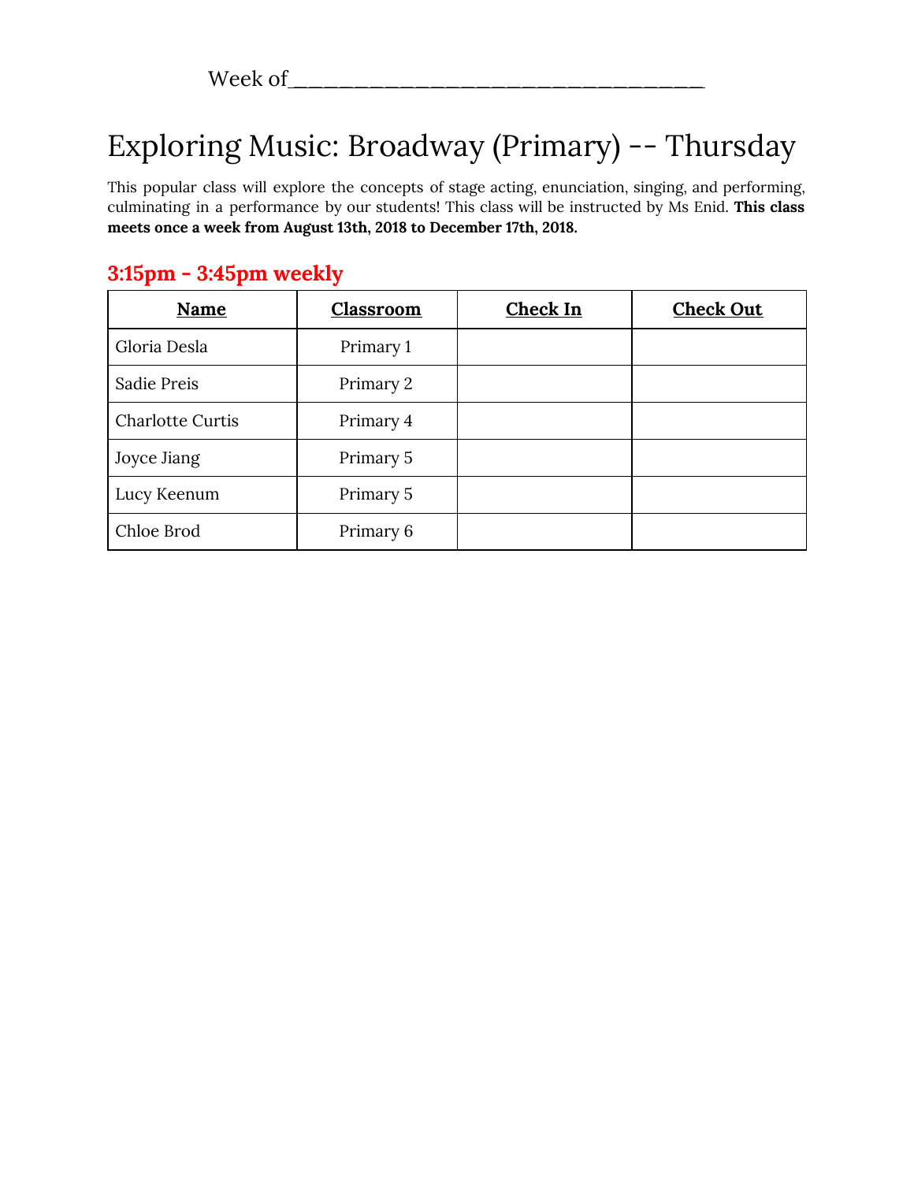Week of_________________________________

# Exploring Music: Broadway (Primary) -- Thursday

This popular class will explore the concepts of stage acting, enunciation, singing, and performing, culminating in a performance by our students! This class will be instructed by Ms Enid. **This class meets once a week from August 13th, 2018 to December 17th, 2018.**

## 3:15pm - 3:45pm weekly

| Name | Classroom | Check In | Check Out |
|---|---|---|---|
| Gloria Desla | Primary 1 | | |
| Sadie Preis | Primary 2 | | |
| Charlotte Curtis | Primary 4 | | |
| Joyce Jiang | Primary 5 | | |
| Lucy Keenum | Primary 5 | | |
| Chloe Brod | Primary 6 | | |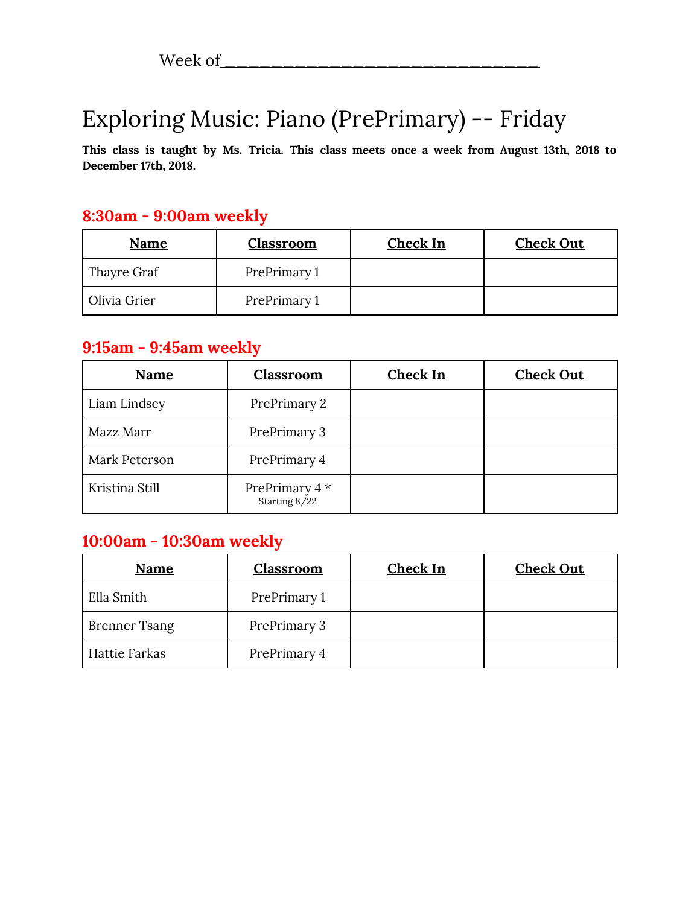Week of___________________________________

# Exploring Music: Piano (PrePrimary) -- Friday

**This class is taught by Ms. Tricia. This class meets once a week from August 13th, 2018 to December 17th, 2018.**

## 8:30am - 9:00am weekly

| Name | Classroom | Check In | Check Out |
|---|---|---|---|
| Thayre Graf | PrePrimary 1 | | |
| Olivia Grier | PrePrimary 1 | | |

## 9:15am - 9:45am weekly

| Name | Classroom | Check In | Check Out |
|---|---|---|---|
| Liam Lindsey | PrePrimary 2 | | |
| Mazz Marr | PrePrimary 3 | | |
| Mark Peterson | PrePrimary 4 | | |
| Kristina Still | PrePrimary 4 * Starting 8/22 | | |

## 10:00am - 10:30am weekly

| Name | Classroom | Check In | Check Out |
|---|---|---|---|
| Ella Smith | PrePrimary 1 | | |
| Brenner Tsang | PrePrimary 3 | | |
| Hattie Farkas | PrePrimary 4 | | |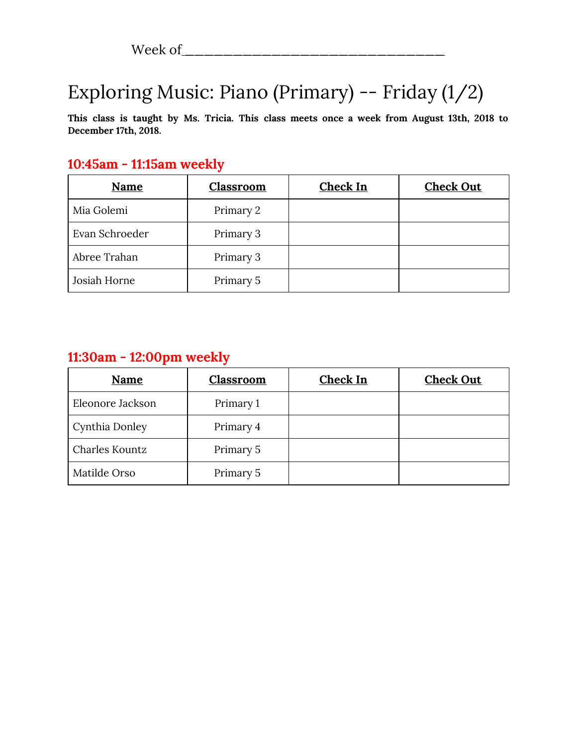Week of________________________________

# Exploring Music: Piano (Primary) -- Friday (1/2)

**This class is taught by Ms. Tricia. This class meets once a week from August 13th, 2018 to December 17th, 2018.**

## 10:45am - 11:15am weekly

| **Name** | **Classroom** | **Check In** | **Check Out** |
|---|---|---|---|
| Mia Golemi | Primary 2 | | |
| Evan Schroeder | Primary 3 | | |
| Abree Trahan | Primary 3 | | |
| Josiah Horne | Primary 5 | | |

## 11:30am - 12:00pm weekly

| **Name** | **Classroom** | **Check In** | **Check Out** |
|---|---|---|---|
| Eleonore Jackson | Primary 1 | | |
| Cynthia Donley | Primary 4 | | |
| Charles Kountz | Primary 5 | | |
| Matilde Orso | Primary 5 | | |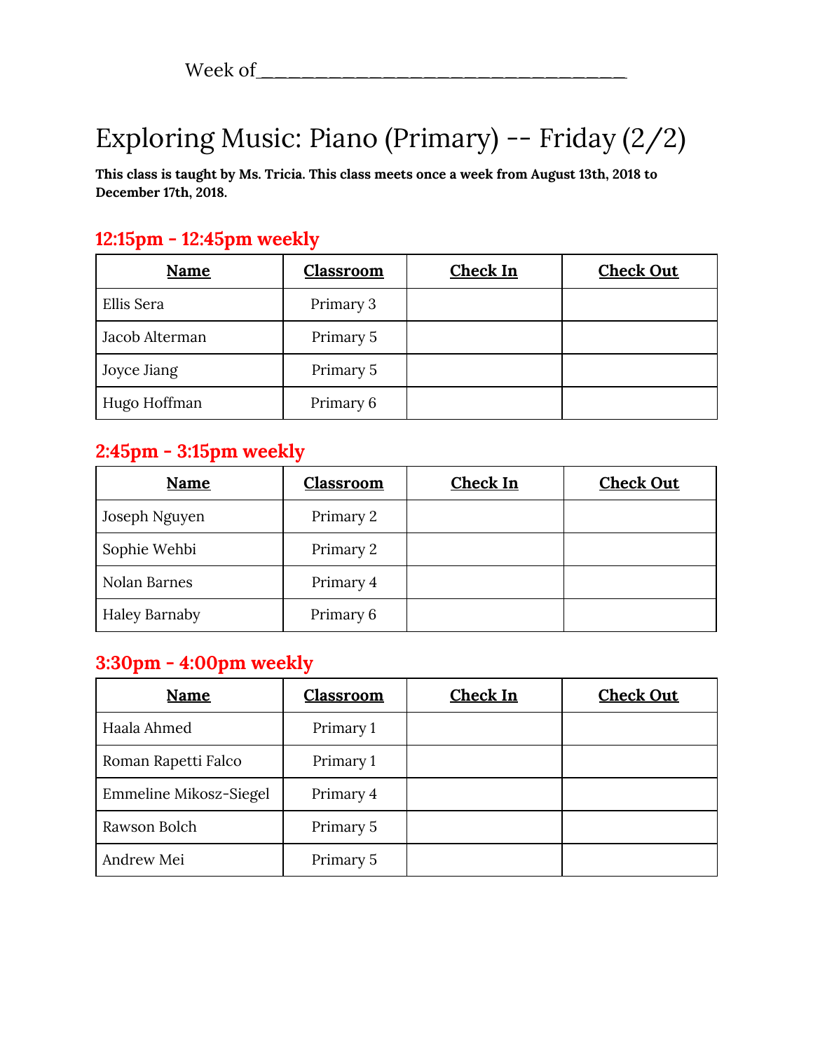Week of________________________________

# Exploring Music: Piano (Primary) -- Friday (2/2)

**This class is taught by Ms. Tricia. This class meets once a week from August 13th, 2018 to December 17th, 2018.**

## 12:15pm - 12:45pm weekly

| Name | Classroom | Check In | Check Out |
| --- | --- | --- | --- |
| Ellis Sera | Primary 3 | | |
| Jacob Alterman | Primary 5 | | |
| Joyce Jiang | Primary 5 | | |
| Hugo Hoffman | Primary 6 | | |

## 2:45pm - 3:15pm weekly

| Name | Classroom | Check In | Check Out |
| --- | --- | --- | --- |
| Joseph Nguyen | Primary 2 | | |
| Sophie Wehbi | Primary 2 | | |
| Nolan Barnes | Primary 4 | | |
| Haley Barnaby | Primary 6 | | |

## 3:30pm - 4:00pm weekly

| Name | Classroom | Check In | Check Out |
| --- | --- | --- | --- |
| Haala Ahmed | Primary 1 | | |
| Roman Rapetti Falco | Primary 1 | | |
| Emmeline Mikosz-Siegel | Primary 4 | | |
| Rawson Bolch | Primary 5 | | |
| Andrew Mei | Primary 5 | | |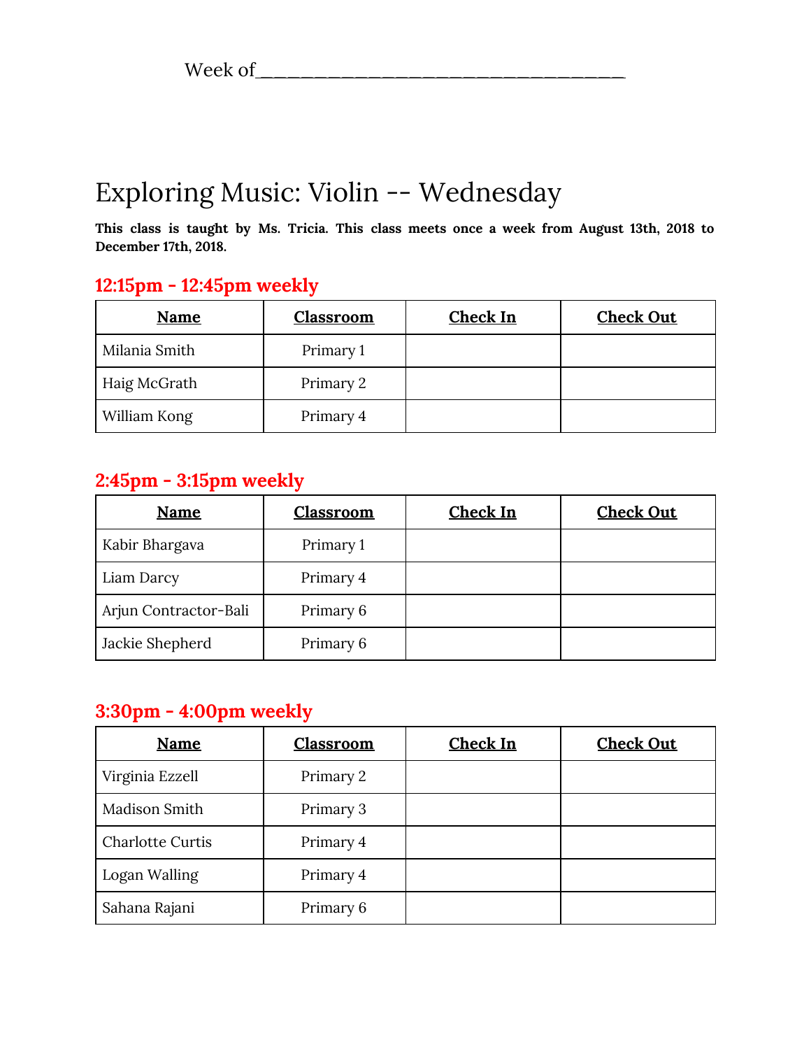Week of_______________________________

# Exploring Music: Violin -- Wednesday

**This class is taught by Ms. Tricia. This class meets once a week from August 13th, 2018 to December 17th, 2018.**

## 12:15pm - 12:45pm weekly

| Name | Classroom | Check In | Check Out |
|---|---|---|---|
| Milania Smith | Primary 1 | | |
| Haig McGrath | Primary 2 | | |
| William Kong | Primary 4 | | |

## 2:45pm - 3:15pm weekly

| Name | Classroom | Check In | Check Out |
|---|---|---|---|
| Kabir Bhargava | Primary 1 | | |
| Liam Darcy | Primary 4 | | |
| Arjun Contractor-Bali | Primary 6 | | |
| Jackie Shepherd | Primary 6 | | |

## 3:30pm - 4:00pm weekly

| Name | Classroom | Check In | Check Out |
|---|---|---|---|
| Virginia Ezzell | Primary 2 | | |
| Madison Smith | Primary 3 | | |
| Charlotte Curtis | Primary 4 | | |
| Logan Walling | Primary 4 | | |
| Sahana Rajani | Primary 6 | | |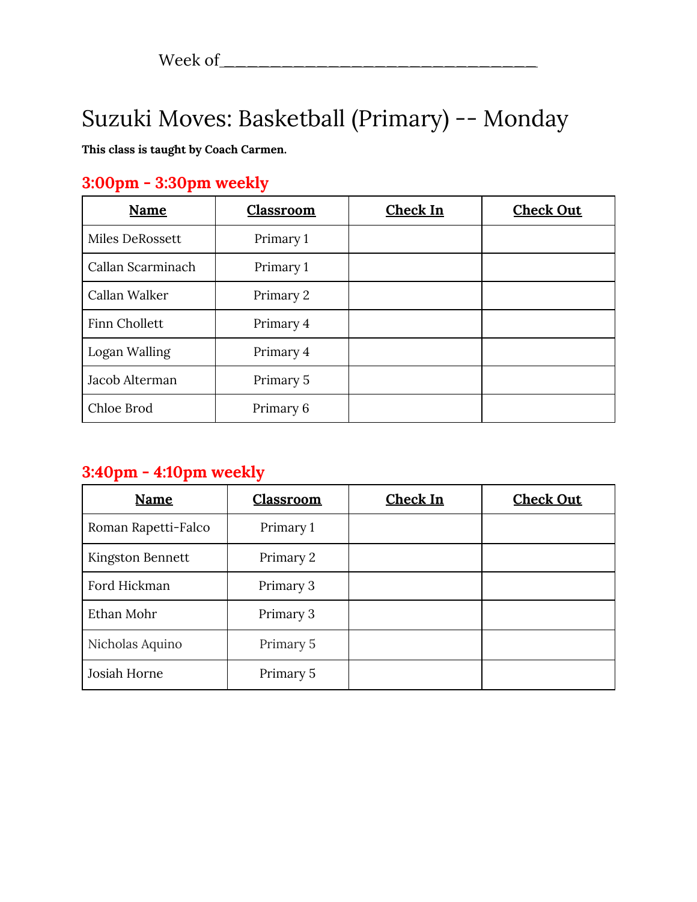Week of________________________________

# Suzuki Moves: Basketball (Primary) -- Monday

**This class is taught by Coach Carmen.**

## 3:00pm - 3:30pm weekly

| Name | Classroom | Check In | Check Out |
|---|---|---|---|
| Miles DeRossett | Primary 1 | | |
| Callan Scarminach | Primary 1 | | |
| Callan Walker | Primary 2 | | |
| Finn Chollett | Primary 4 | | |
| Logan Walling | Primary 4 | | |
| Jacob Alterman | Primary 5 | | |
| Chloe Brod | Primary 6 | | |

## 3:40pm - 4:10pm weekly

| Name | Classroom | Check In | Check Out |
|---|---|---|---|
| Roman Rapetti-Falco | Primary 1 | | |
| Kingston Bennett | Primary 2 | | |
| Ford Hickman | Primary 3 | | |
| Ethan Mohr | Primary 3 | | |
| Nicholas Aquino | Primary 5 | | |
| Josiah Horne | Primary 5 | | |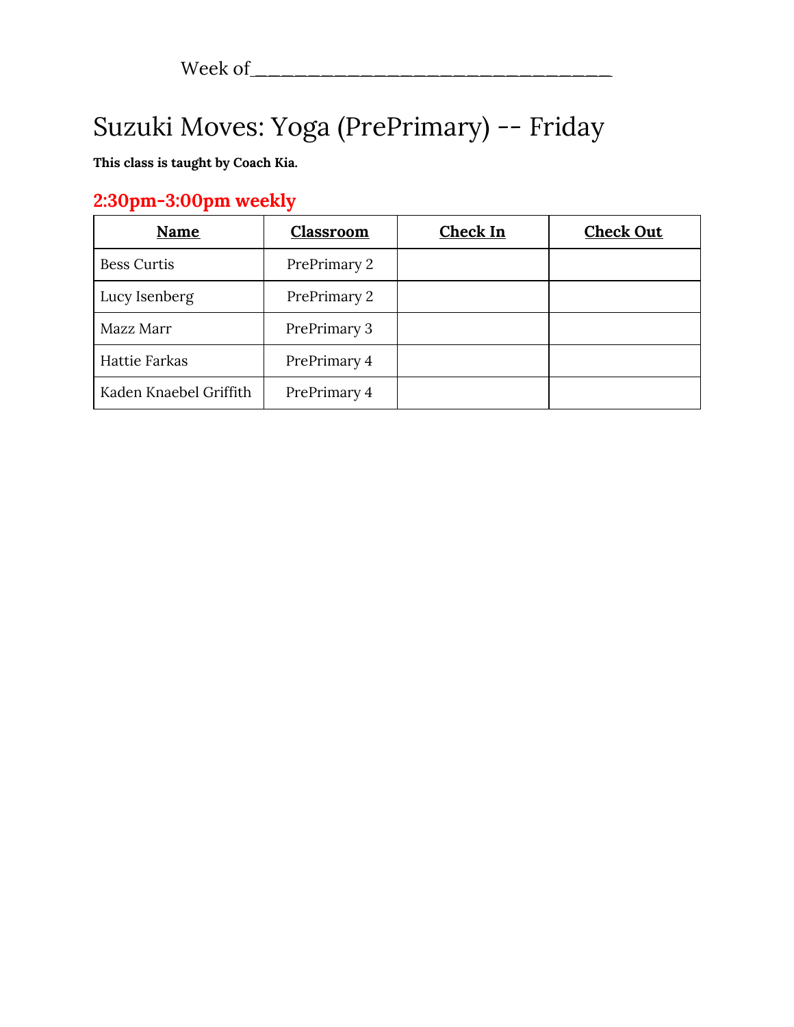Week of_________________________________

# Suzuki Moves: Yoga (PrePrimary) -- Friday

**This class is taught by Coach Kia.**

## 2:30pm-3:00pm weekly

| **Name** | **Classroom** | **Check In** | **Check Out** |
|---|---|---|---|
| Bess Curtis | PrePrimary 2 | | |
| Lucy Isenberg | PrePrimary 2 | | |
| Mazz Marr | PrePrimary 3 | | |
| Hattie Farkas | PrePrimary 4 | | |
| Kaden Knaebel Griffith | PrePrimary 4 | | |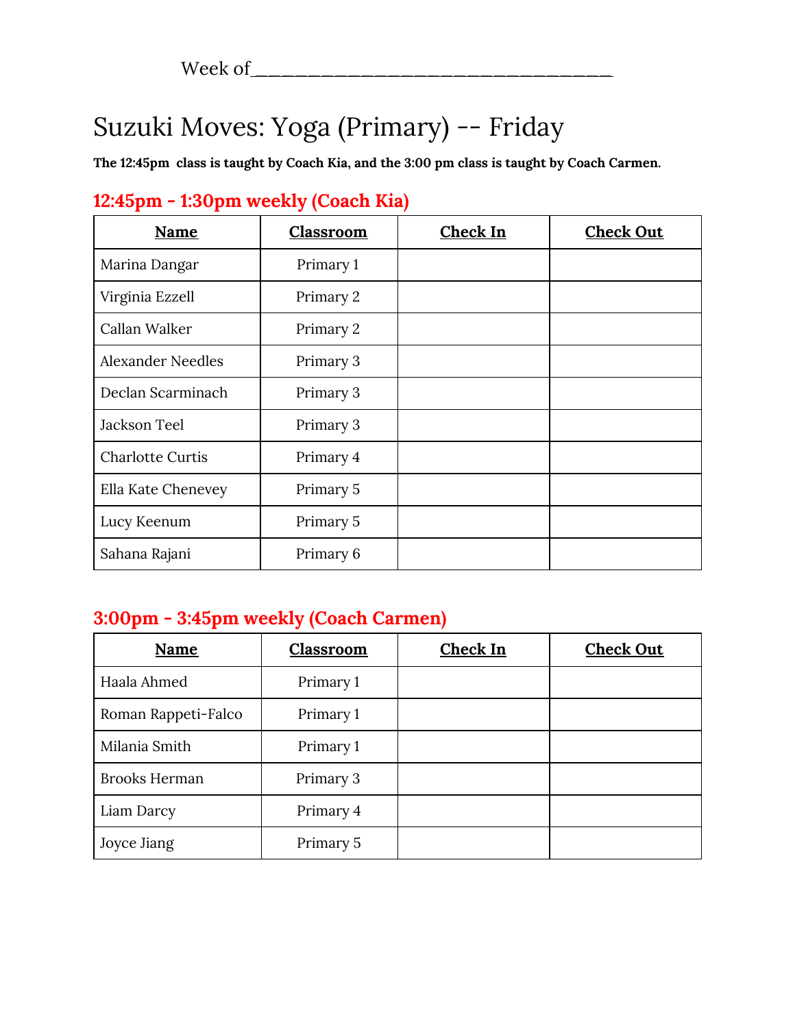Week of\_\_\_\_\_\_\_\_\_\_\_\_\_\_\_\_\_\_\_\_\_\_\_\_\_\_\_\_\_\_\_\_\_\_\_

# Suzuki Moves: Yoga (Primary) -- Friday

**The 12:45pm class is taught by Coach Kia, and the 3:00 pm class is taught by Coach Carmen.**

## 12:45pm - 1:30pm weekly (Coach Kia)

| Name | Classroom | Check In | Check Out |
|---|---|---|---|
| Marina Dangar | Primary 1 | | |
| Virginia Ezzell | Primary 2 | | |
| Callan Walker | Primary 2 | | |
| Alexander Needles | Primary 3 | | |
| Declan Scarminach | Primary 3 | | |
| Jackson Teel | Primary 3 | | |
| Charlotte Curtis | Primary 4 | | |
| Ella Kate Chenevey | Primary 5 | | |
| Lucy Keenum | Primary 5 | | |
| Sahana Rajani | Primary 6 | | |

## 3:00pm - 3:45pm weekly (Coach Carmen)

| Name | Classroom | Check In | Check Out |
|---|---|---|---|
| Haala Ahmed | Primary 1 | | |
| Roman Rappeti-Falco | Primary 1 | | |
| Milania Smith | Primary 1 | | |
| Brooks Herman | Primary 3 | | |
| Liam Darcy | Primary 4 | | |
| Joyce Jiang | Primary 5 | | |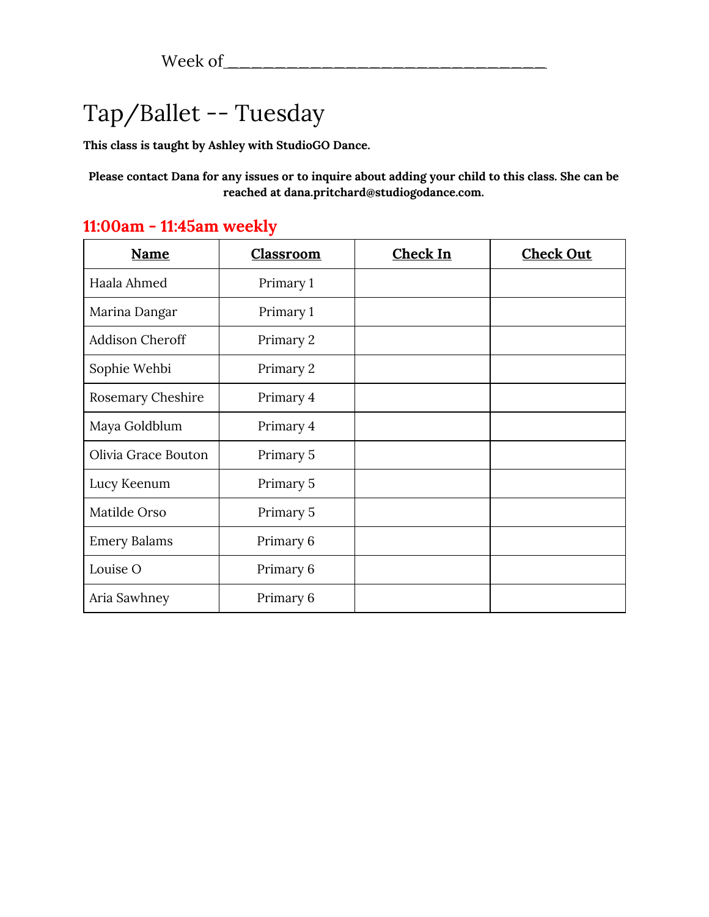Week of________________________________

# Tap/Ballet -- Tuesday

**This class is taught by Ashley with StudioGO Dance.**

**Please contact Dana for any issues or to inquire about adding your child to this class. She can be reached at dana.pritchard@studiogodance.com.**

## 11:00am - 11:45am weekly

| Name | Classroom | Check In | Check Out |
|---|---|---|---|
| Haala Ahmed | Primary 1 | | |
| Marina Dangar | Primary 1 | | |
| Addison Cheroff | Primary 2 | | |
| Sophie Wehbi | Primary 2 | | |
| Rosemary Cheshire | Primary 4 | | |
| Maya Goldblum | Primary 4 | | |
| Olivia Grace Bouton | Primary 5 | | |
| Lucy Keenum | Primary 5 | | |
| Matilde Orso | Primary 5 | | |
| Emery Balams | Primary 6 | | |
| Louise O | Primary 6 | | |
| Aria Sawhney | Primary 6 | | |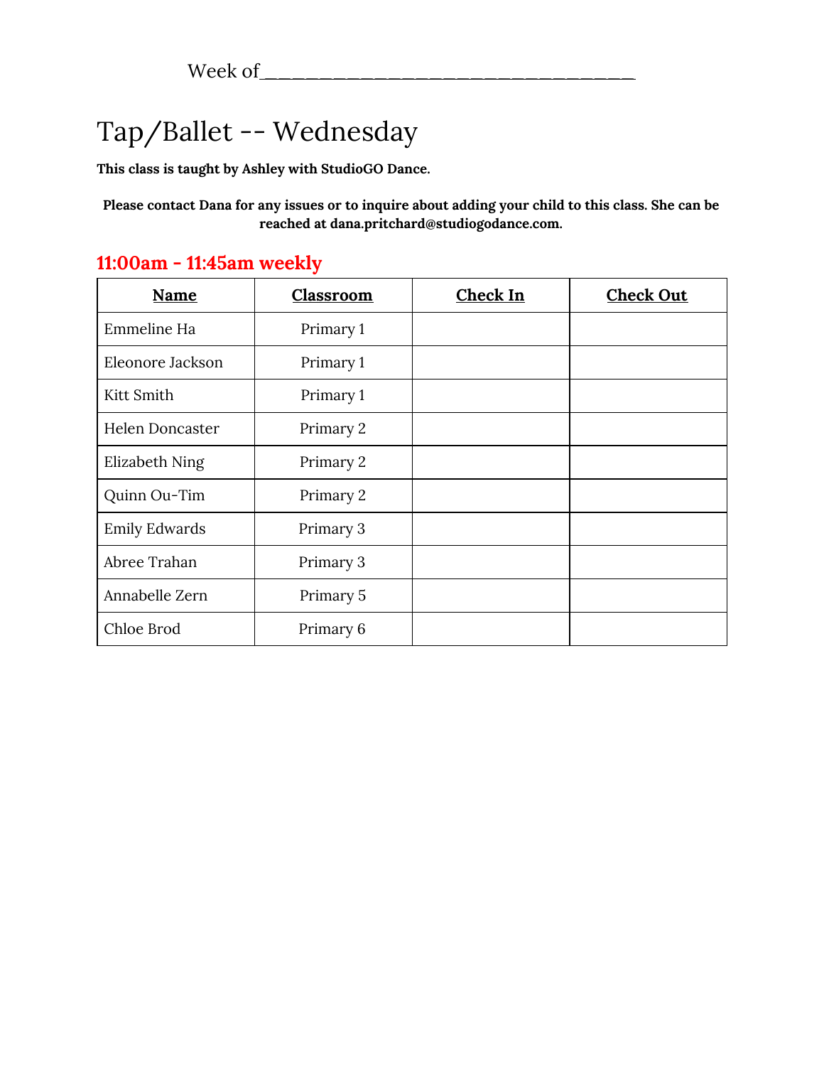Week of___________________________________

# Tap/Ballet -- Wednesday

**This class is taught by Ashley with StudioGO Dance.**

**Please contact Dana for any issues or to inquire about adding your child to this class. She can be reached at dana.pritchard@studiogodance.com.**

## 11:00am - 11:45am weekly

| Name | Classroom | Check In | Check Out |
|---|---|---|---|
| Emmeline Ha | Primary 1 | | |
| Eleonore Jackson | Primary 1 | | |
| Kitt Smith | Primary 1 | | |
| Helen Doncaster | Primary 2 | | |
| Elizabeth Ning | Primary 2 | | |
| Quinn Ou-Tim | Primary 2 | | |
| Emily Edwards | Primary 3 | | |
| Abree Trahan | Primary 3 | | |
| Annabelle Zern | Primary 5 | | |
| Chloe Brod | Primary 6 | | |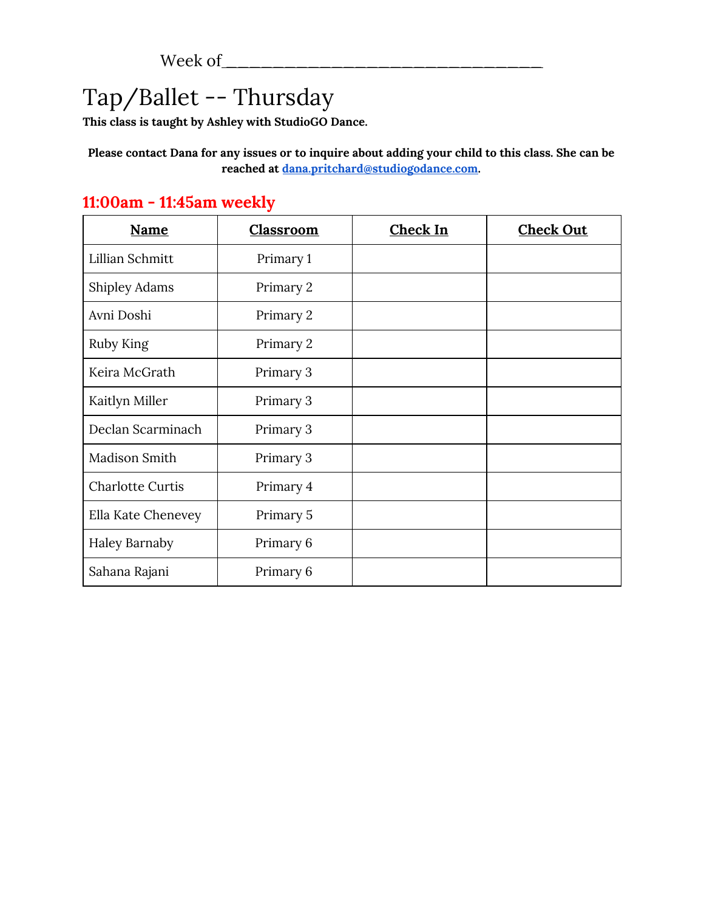Week of_________________________________

# Tap/Ballet -- Thursday

**This class is taught by Ashley with StudioGO Dance.**

**Please contact Dana for any issues or to inquire about adding your child to this class. She can be reached at [dana.pritchard@studiogodance.com](mailto:dana.pritchard@studiogodance.com).**

## 11:00am - 11:45am weekly

| Name | Classroom | Check In | Check Out |
|---|---|---|---|
| Lillian Schmitt | Primary 1 | | |
| Shipley Adams | Primary 2 | | |
| Avni Doshi | Primary 2 | | |
| Ruby King | Primary 2 | | |
| Keira McGrath | Primary 3 | | |
| Kaitlyn Miller | Primary 3 | | |
| Declan Scarminach | Primary 3 | | |
| Madison Smith | Primary 3 | | |
| Charlotte Curtis | Primary 4 | | |
| Ella Kate Chenevey | Primary 5 | | |
| Haley Barnaby | Primary 6 | | |
| Sahana Rajani | Primary 6 | | |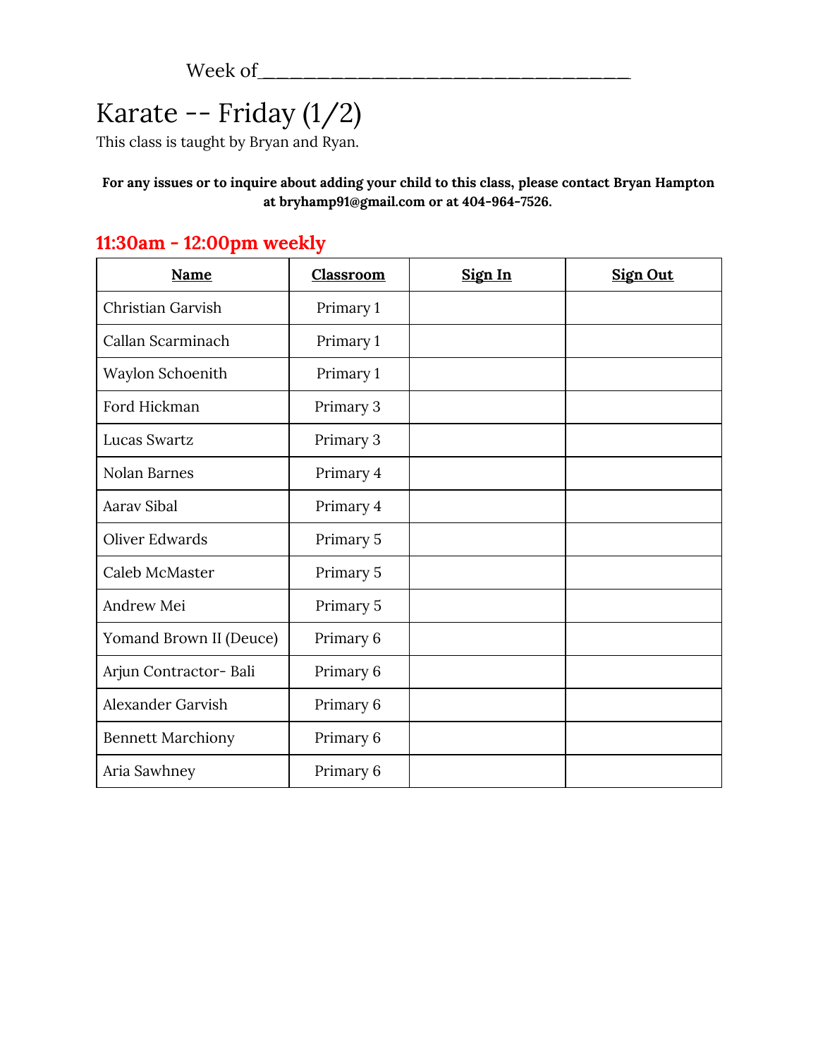Week of________________________________

# Karate -- Friday (1/2)

This class is taught by Bryan and Ryan.

**For any issues or to inquire about adding your child to this class, please contact Bryan Hampton at bryhamp91@gmail.com or at 404-964-7526.**

## 11:30am - 12:00pm weekly

| Name | Classroom | Sign In | Sign Out |
|---|---|---|---|
| Christian Garvish | Primary 1 | | |
| Callan Scarminach | Primary 1 | | |
| Waylon Schoenith | Primary 1 | | |
| Ford Hickman | Primary 3 | | |
| Lucas Swartz | Primary 3 | | |
| Nolan Barnes | Primary 4 | | |
| Aarav Sibal | Primary 4 | | |
| Oliver Edwards | Primary 5 | | |
| Caleb McMaster | Primary 5 | | |
| Andrew Mei | Primary 5 | | |
| Yomand Brown II (Deuce) | Primary 6 | | |
| Arjun Contractor- Bali | Primary 6 | | |
| Alexander Garvish | Primary 6 | | |
| Bennett Marchiony | Primary 6 | | |
| Aria Sawhney | Primary 6 | | |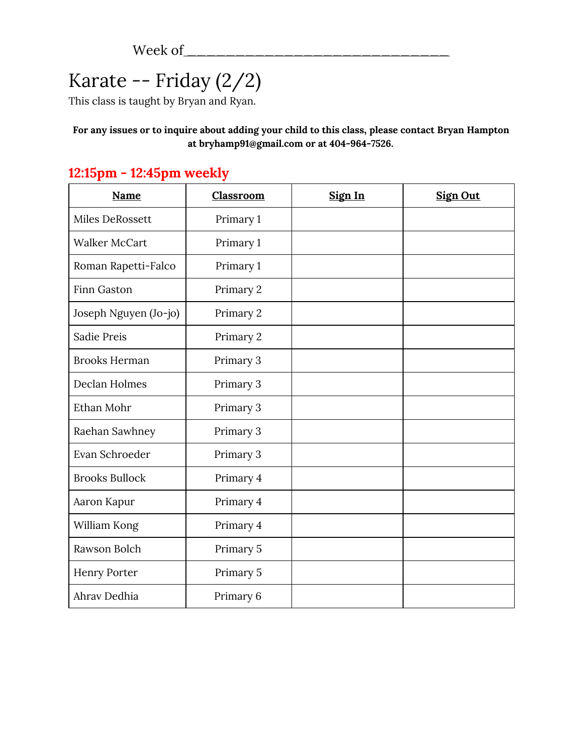Week of___________________________________

# Karate -- Friday (2/2)

This class is taught by Bryan and Ryan.

**For any issues or to inquire about adding your child to this class, please contact Bryan Hampton at bryhamp91@gmail.com or at 404-964-7526.**

## 12:15pm - 12:45pm weekly

| Name | Classroom | Sign In | Sign Out |
|---|---|---|---|
| Miles DeRossett | Primary 1 | | |
| Walker McCart | Primary 1 | | |
| Roman Rapetti-Falco | Primary 1 | | |
| Finn Gaston | Primary 2 | | |
| Joseph Nguyen (Jo-jo) | Primary 2 | | |
| Sadie Preis | Primary 2 | | |
| Brooks Herman | Primary 3 | | |
| Declan Holmes | Primary 3 | | |
| Ethan Mohr | Primary 3 | | |
| Raehan Sawhney | Primary 3 | | |
| Evan Schroeder | Primary 3 | | |
| Brooks Bullock | Primary 4 | | |
| Aaron Kapur | Primary 4 | | |
| William Kong | Primary 4 | | |
| Rawson Bolch | Primary 5 | | |
| Henry Porter | Primary 5 | | |
| Ahrav Dedhia | Primary 6 | | |